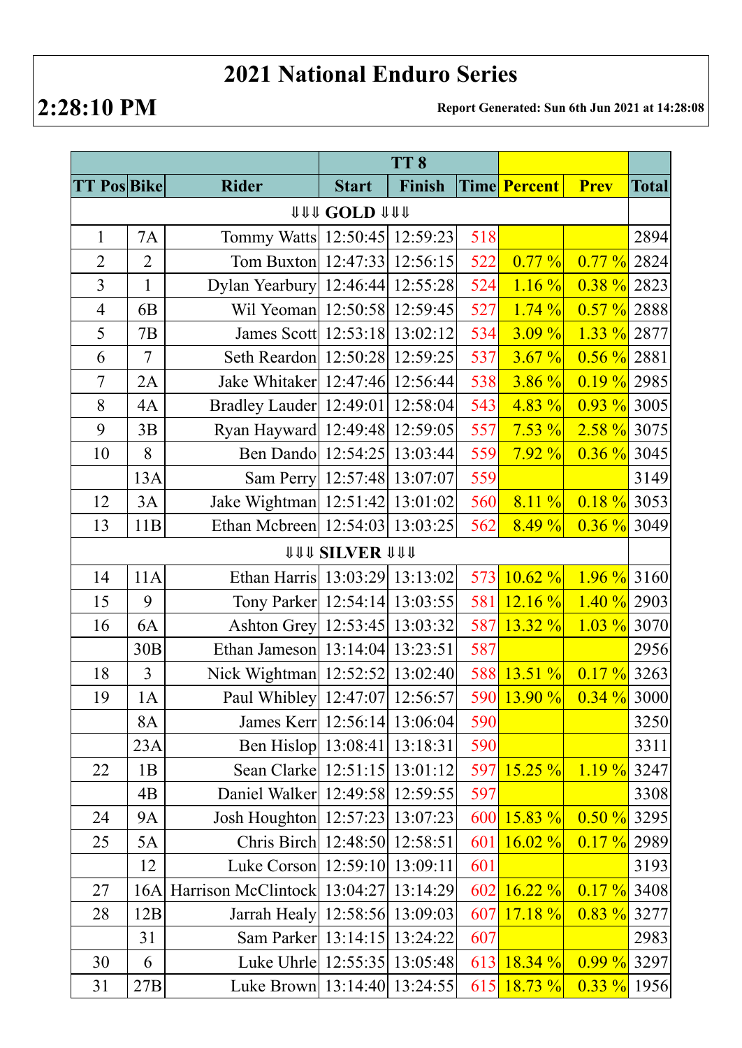# 2021 National Enduro Series

**2:28:10 PM**

**Report Generated: Sun 6th Jun 2021 at 14:28:08**

| | | | TT 8 | | | | | |
|---|---|---|---|---|---|---|---|---|
| **TT Pos** | **Bike** | **Rider** | **Start** | **Finish** | **Time** | **Percent** | **Prev** | **Total** |
| | | ⇓⇓⇓ **GOLD** ⇓⇓⇓ | | | | | | |
| 1 | 7A | Tommy Watts | 12:50:45 | 12:59:23 | 518 | | | 2894 |
| 2 | 2 | Tom Buxton | 12:47:33 | 12:56:15 | 522 | 0.77 % | 0.77 % | 2824 |
| 3 | 1 | Dylan Yearbury | 12:46:44 | 12:55:28 | 524 | 1.16 % | 0.38 % | 2823 |
| 4 | 6B | Wil Yeoman | 12:50:58 | 12:59:45 | 527 | 1.74 % | 0.57 % | 2888 |
| 5 | 7B | James Scott | 12:53:18 | 13:02:12 | 534 | 3.09 % | 1.33 % | 2877 |
| 6 | 7 | Seth Reardon | 12:50:28 | 12:59:25 | 537 | 3.67 % | 0.56 % | 2881 |
| 7 | 2A | Jake Whitaker | 12:47:46 | 12:56:44 | 538 | 3.86 % | 0.19 % | 2985 |
| 8 | 4A | Bradley Lauder | 12:49:01 | 12:58:04 | 543 | 4.83 % | 0.93 % | 3005 |
| 9 | 3B | Ryan Hayward | 12:49:48 | 12:59:05 | 557 | 7.53 % | 2.58 % | 3075 |
| 10 | 8 | Ben Dando | 12:54:25 | 13:03:44 | 559 | 7.92 % | 0.36 % | 3045 |
| | 13A | Sam Perry | 12:57:48 | 13:07:07 | 559 | | | 3149 |
| 12 | 3A | Jake Wightman | 12:51:42 | 13:01:02 | 560 | 8.11 % | 0.18 % | 3053 |
| 13 | 11B | Ethan Mcbreen | 12:54:03 | 13:03:25 | 562 | 8.49 % | 0.36 % | 3049 |
| | | ⇓⇓⇓ **SILVER** ⇓⇓⇓ | | | | | | |
| 14 | 11A | Ethan Harris | 13:03:29 | 13:13:02 | 573 | 10.62 % | 1.96 % | 3160 |
| 15 | 9 | Tony Parker | 12:54:14 | 13:03:55 | 581 | 12.16 % | 1.40 % | 2903 |
| 16 | 6A | Ashton Grey | 12:53:45 | 13:03:32 | 587 | 13.32 % | 1.03 % | 3070 |
| | 30B | Ethan Jameson | 13:14:04 | 13:23:51 | 587 | | | 2956 |
| 18 | 3 | Nick Wightman | 12:52:52 | 13:02:40 | 588 | 13.51 % | 0.17 % | 3263 |
| 19 | 1A | Paul Whibley | 12:47:07 | 12:56:57 | 590 | 13.90 % | 0.34 % | 3000 |
| | 8A | James Kerr | 12:56:14 | 13:06:04 | 590 | | | 3250 |
| | 23A | Ben Hislop | 13:08:41 | 13:18:31 | 590 | | | 3311 |
| 22 | 1B | Sean Clarke | 12:51:15 | 13:01:12 | 597 | 15.25 % | 1.19 % | 3247 |
| | 4B | Daniel Walker | 12:49:58 | 12:59:55 | 597 | | | 3308 |
| 24 | 9A | Josh Houghton | 12:57:23 | 13:07:23 | 600 | 15.83 % | 0.50 % | 3295 |
| 25 | 5A | Chris Birch | 12:48:50 | 12:58:51 | 601 | 16.02 % | 0.17 % | 2989 |
| | 12 | Luke Corson | 12:59:10 | 13:09:11 | 601 | | | 3193 |
| 27 | 16A | Harrison McClintock | 13:04:27 | 13:14:29 | 602 | 16.22 % | 0.17 % | 3408 |
| 28 | 12B | Jarrah Healy | 12:58:56 | 13:09:03 | 607 | 17.18 % | 0.83 % | 3277 |
| | 31 | Sam Parker | 13:14:15 | 13:24:22 | 607 | | | 2983 |
| 30 | 6 | Luke Uhrle | 12:55:35 | 13:05:48 | 613 | 18.34 % | 0.99 % | 3297 |
| 31 | 27B | Luke Brown | 13:14:40 | 13:24:55 | 615 | 18.73 % | 0.33 % | 1956 |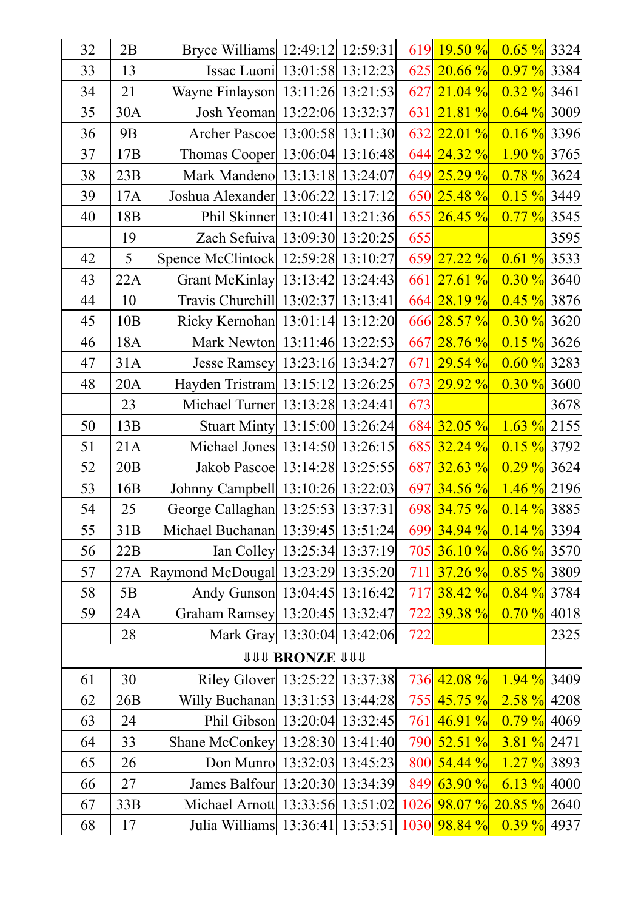| | | | | | | | | |
|---|---|---|---|---|---|---|---|---|
| 32 | 2B | Bryce Williams | 12:49:12 | 12:59:31 | 619 | 19.50 % | 0.65 % | 3324 |
| 33 | 13 | Issac Luoni | 13:01:58 | 13:12:23 | 625 | 20.66 % | 0.97 % | 3384 |
| 34 | 21 | Wayne Finlayson | 13:11:26 | 13:21:53 | 627 | 21.04 % | 0.32 % | 3461 |
| 35 | 30A | Josh Yeoman | 13:22:06 | 13:32:37 | 631 | 21.81 % | 0.64 % | 3009 |
| 36 | 9B | Archer Pascoe | 13:00:58 | 13:11:30 | 632 | 22.01 % | 0.16 % | 3396 |
| 37 | 17B | Thomas Cooper | 13:06:04 | 13:16:48 | 644 | 24.32 % | 1.90 % | 3765 |
| 38 | 23B | Mark Mandeno | 13:13:18 | 13:24:07 | 649 | 25.29 % | 0.78 % | 3624 |
| 39 | 17A | Joshua Alexander | 13:06:22 | 13:17:12 | 650 | 25.48 % | 0.15 % | 3449 |
| 40 | 18B | Phil Skinner | 13:10:41 | 13:21:36 | 655 | 26.45 % | 0.77 % | 3545 |
| | 19 | Zach Sefuiva | 13:09:30 | 13:20:25 | 655 | | | 3595 |
| 42 | 5 | Spence McClintock | 12:59:28 | 13:10:27 | 659 | 27.22 % | 0.61 % | 3533 |
| 43 | 22A | Grant McKinlay | 13:13:42 | 13:24:43 | 661 | 27.61 % | 0.30 % | 3640 |
| 44 | 10 | Travis Churchill | 13:02:37 | 13:13:41 | 664 | 28.19 % | 0.45 % | 3876 |
| 45 | 10B | Ricky Kernohan | 13:01:14 | 13:12:20 | 666 | 28.57 % | 0.30 % | 3620 |
| 46 | 18A | Mark Newton | 13:11:46 | 13:22:53 | 667 | 28.76 % | 0.15 % | 3626 |
| 47 | 31A | Jesse Ramsey | 13:23:16 | 13:34:27 | 671 | 29.54 % | 0.60 % | 3283 |
| 48 | 20A | Hayden Tristram | 13:15:12 | 13:26:25 | 673 | 29.92 % | 0.30 % | 3600 |
| | 23 | Michael Turner | 13:13:28 | 13:24:41 | 673 | | | 3678 |
| 50 | 13B | Stuart Minty | 13:15:00 | 13:26:24 | 684 | 32.05 % | 1.63 % | 2155 |
| 51 | 21A | Michael Jones | 13:14:50 | 13:26:15 | 685 | 32.24 % | 0.15 % | 3792 |
| 52 | 20B | Jakob Pascoe | 13:14:28 | 13:25:55 | 687 | 32.63 % | 0.29 % | 3624 |
| 53 | 16B | Johnny Campbell | 13:10:26 | 13:22:03 | 697 | 34.56 % | 1.46 % | 2196 |
| 54 | 25 | George Callaghan | 13:25:53 | 13:37:31 | 698 | 34.75 % | 0.14 % | 3885 |
| 55 | 31B | Michael Buchanan | 13:39:45 | 13:51:24 | 699 | 34.94 % | 0.14 % | 3394 |
| 56 | 22B | Ian Colley | 13:25:34 | 13:37:19 | 705 | 36.10 % | 0.86 % | 3570 |
| 57 | 27A | Raymond McDougal | 13:23:29 | 13:35:20 | 711 | 37.26 % | 0.85 % | 3809 |
| 58 | 5B | Andy Gunson | 13:04:45 | 13:16:42 | 717 | 38.42 % | 0.84 % | 3784 |
| 59 | 24A | Graham Ramsey | 13:20:45 | 13:32:47 | 722 | 39.38 % | 0.70 % | 4018 |
| | 28 | Mark Gray | 13:30:04 | 13:42:06 | 722 | | | 2325 |
| | | **⇓⇓⇓ BRONZE ⇓⇓⇓** | | | | | | |
| 61 | 30 | Riley Glover | 13:25:22 | 13:37:38 | 736 | 42.08 % | 1.94 % | 3409 |
| 62 | 26B | Willy Buchanan | 13:31:53 | 13:44:28 | 755 | 45.75 % | 2.58 % | 4208 |
| 63 | 24 | Phil Gibson | 13:20:04 | 13:32:45 | 761 | 46.91 % | 0.79 % | 4069 |
| 64 | 33 | Shane McConkey | 13:28:30 | 13:41:40 | 790 | 52.51 % | 3.81 % | 2471 |
| 65 | 26 | Don Munro | 13:32:03 | 13:45:23 | 800 | 54.44 % | 1.27 % | 3893 |
| 66 | 27 | James Balfour | 13:20:30 | 13:34:39 | 849 | 63.90 % | 6.13 % | 4000 |
| 67 | 33B | Michael Arnott | 13:33:56 | 13:51:02 | 1026 | 98.07 % | 20.85 % | 2640 |
| 68 | 17 | Julia Williams | 13:36:41 | 13:53:51 | 1030 | 98.84 % | 0.39 % | 4937 |